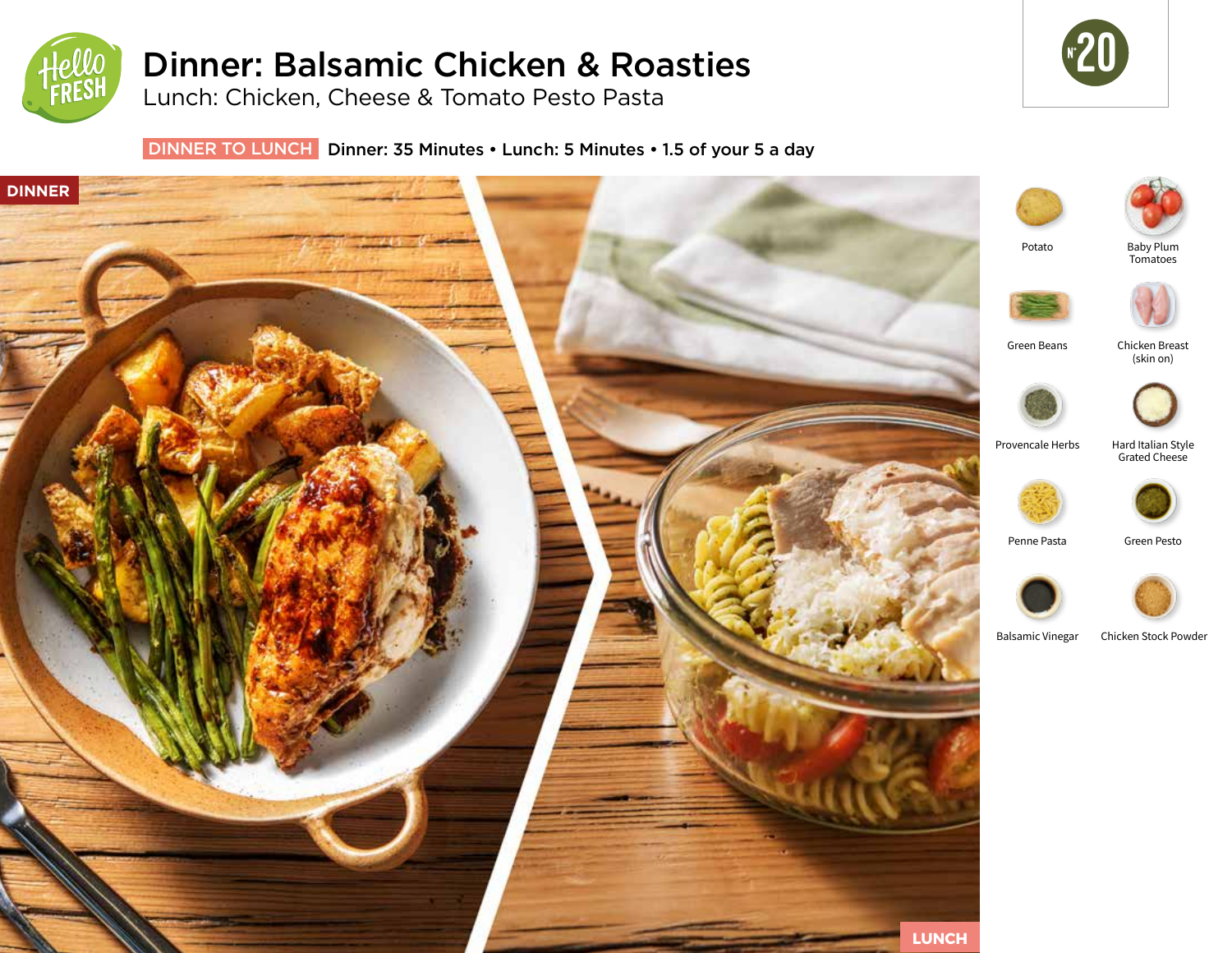# Dinner: Balsamic Chicken & Roasties

## Lunch: Chicken, Cheese & Tomato Pesto Pasta

N°20

**DINNER TO LUNCH** Dinner: 35 Minutes • Lunch: 5 Minutes • 1.5 of your 5 a day

DINNER

LUNCH

- Potato
- Baby Plum Tomatoes
- Green Beans
- Chicken Breast (skin on)
- Provencale Herbs
- Hard Italian Style Grated Cheese
- Penne Pasta
- Green Pesto
- Balsamic Vinegar
- Chicken Stock Powder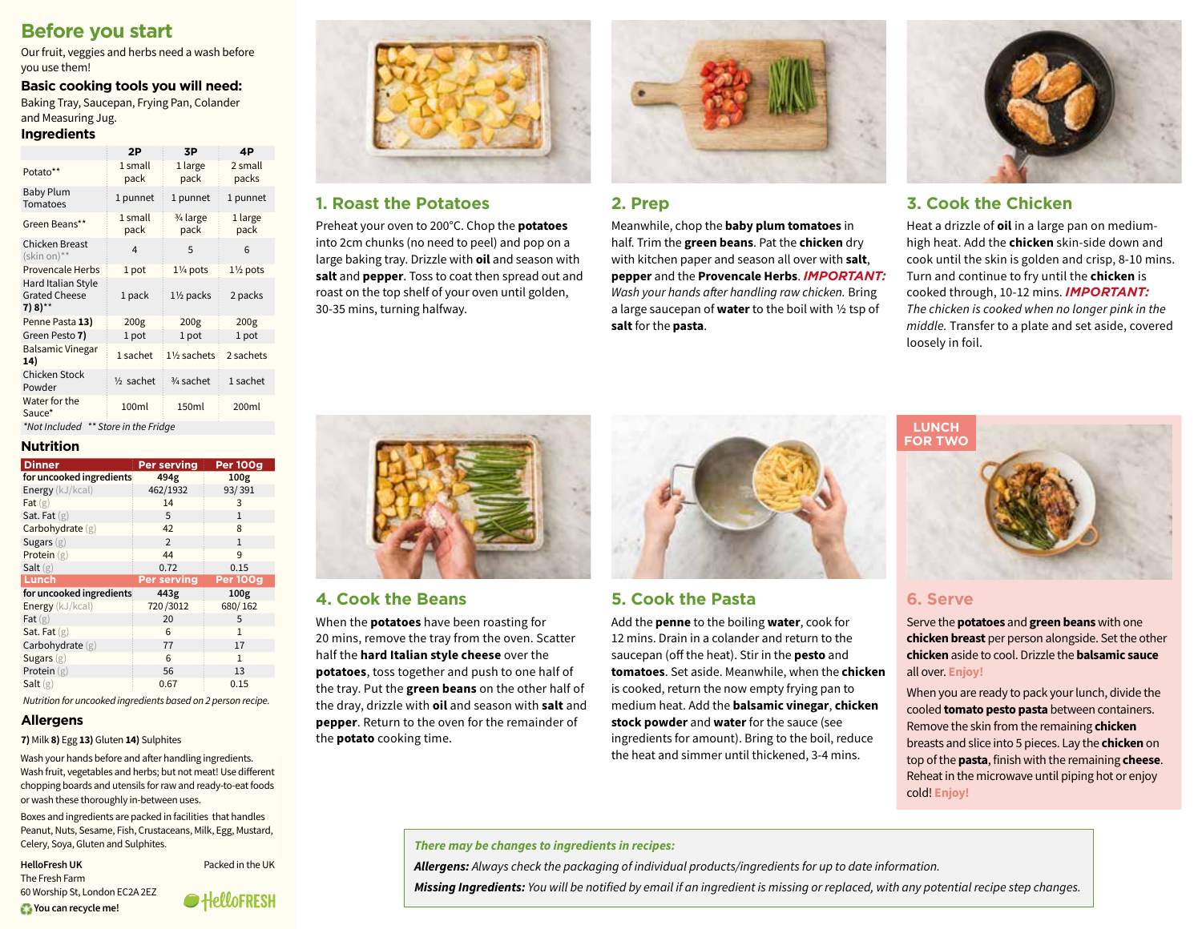## Before you start

Our fruit, veggies and herbs need a wash before you use them!

### Basic cooking tools you will need:

Baking Tray, Saucepan, Frying Pan, Colander and Measuring Jug.

### Ingredients

| | 2P | 3P | 4P |
|---|---|---|---|
| Potato** | 1 small pack | 1 large pack | 2 small packs |
| Baby Plum Tomatoes | 1 punnet | 1 punnet | 1 punnet |
| Green Beans** | 1 small pack | ¾ large pack | 1 large pack |
| Chicken Breast (skin on)** | 4 | 5 | 6 |
| Provencale Herbs | 1 pot | 1¼ pots | 1½ pots |
| Hard Italian Style Grated Cheese 7) 8)** | 1 pack | 1½ packs | 2 packs |
| Penne Pasta 13) | 200g | 200g | 200g |
| Green Pesto 7) | 1 pot | 1 pot | 1 pot |
| Balsamic Vinegar 14) | 1 sachet | 1½ sachets | 2 sachets |
| Chicken Stock Powder | ½ sachet | ¾ sachet | 1 sachet |
| Water for the Sauce* | 100ml | 150ml | 200ml |

*Not Included ** Store in the Fridge*

### Nutrition

| Dinner | Per serving | Per 100g |
|---|---|---|
| **for uncooked ingredients** | **494g** | **100g** |
| Energy (kJ/kcal) | 462/1932 | 93/ 391 |
| Fat (g) | 14 | 3 |
| Sat. Fat (g) | 5 | 1 |
| Carbohydrate (g) | 42 | 8 |
| Sugars (g) | 2 | 1 |
| Protein (g) | 44 | 9 |
| Salt (g) | 0.72 | 0.15 |
| **Lunch** | **Per serving** | **Per 100g** |
| **for uncooked ingredients** | **443g** | **100g** |
| Energy (kJ/kcal) | 720 /3012 | 680/ 162 |
| Fat (g) | 20 | 5 |
| Sat. Fat (g) | 6 | 1 |
| Carbohydrate (g) | 77 | 17 |
| Sugars (g) | 6 | 1 |
| Protein (g) | 56 | 13 |
| Salt (g) | 0.67 | 0.15 |

*Nutrition for uncooked ingredients based on 2 person recipe.*

### Allergens

**7)** Milk **8)** Egg **13)** Gluten **14)** Sulphites

Wash your hands before and after handling ingredients. Wash fruit, vegetables and herbs; but not meat! Use different chopping boards and utensils for raw and ready-to-eat foods or wash these thoroughly in-between uses.

Boxes and ingredients are packed in facilities that handles Peanut, Nuts, Sesame, Fish, Crustaceans, Milk, Egg, Mustard, Celery, Soya, Gluten and Sulphites.

**HelloFresh UK**
The Fresh Farm
60 Worship St, London EC2A 2EZ

Packed in the UK

**You can recycle me!**

## 1. Roast the Potatoes

Preheat your oven to 200°C. Chop the **potatoes** into 2cm chunks (no need to peel) and pop on a large baking tray. Drizzle with **oil** and season with **salt** and **pepper**. Toss to coat then spread out and roast on the top shelf of your oven until golden, 30-35 mins, turning halfway.

## 2. Prep

Meanwhile, chop the **baby plum tomatoes** in half. Trim the **green beans**. Pat the **chicken** dry with kitchen paper and season all over with **salt**, **pepper** and the **Provencale Herbs**. ***IMPORTANT:*** *Wash your hands after handling raw chicken.* Bring a large saucepan of **water** to the boil with ½ tsp of **salt** for the **pasta**.

## 3. Cook the Chicken

Heat a drizzle of **oil** in a large pan on medium-high heat. Add the **chicken** skin-side down and cook until the skin is golden and crisp, 8-10 mins. Turn and continue to fry until the **chicken** is cooked through, 10-12 mins. ***IMPORTANT:*** *The chicken is cooked when no longer pink in the middle.* Transfer to a plate and set aside, covered loosely in foil.

## 4. Cook the Beans

When the **potatoes** have been roasting for 20 mins, remove the tray from the oven. Scatter half the **hard Italian style cheese** over the **potatoes**, toss together and push to one half of the tray. Put the **green beans** on the other half of the dray, drizzle with **oil** and season with **salt** and **pepper**. Return to the oven for the remainder of the **potato** cooking time.

## 5. Cook the Pasta

Add the **penne** to the boiling **water**, cook for 12 mins. Drain in a colander and return to the saucepan (off the heat). Stir in the **pesto** and **tomatoes**. Set aside. Meanwhile, when the **chicken** is cooked, return the now empty frying pan to medium heat. Add the **balsamic vinegar**, **chicken stock powder** and **water** for the sauce (see ingredients for amount). Bring to the boil, reduce the heat and simmer until thickened, 3-4 mins.

LUNCH FOR TWO

## 6. Serve

Serve the **potatoes** and **green beans** with one **chicken breast** per person alongside. Set the other **chicken** aside to cool. Drizzle the **balsamic sauce** all over. Enjoy!

When you are ready to pack your lunch, divide the cooled **tomato pesto pasta** between containers. Remove the skin from the remaining **chicken** breasts and slice into 5 pieces. Lay the **chicken** on top of the **pasta**, finish with the remaining **cheese**. Reheat in the microwave until piping hot or enjoy cold! Enjoy!

***There may be changes to ingredients in recipes:***

***Allergens:*** *Always check the packaging of individual products/ingredients for up to date information.*

***Missing Ingredients:*** *You will be notified by email if an ingredient is missing or replaced, with any potential recipe step changes.*